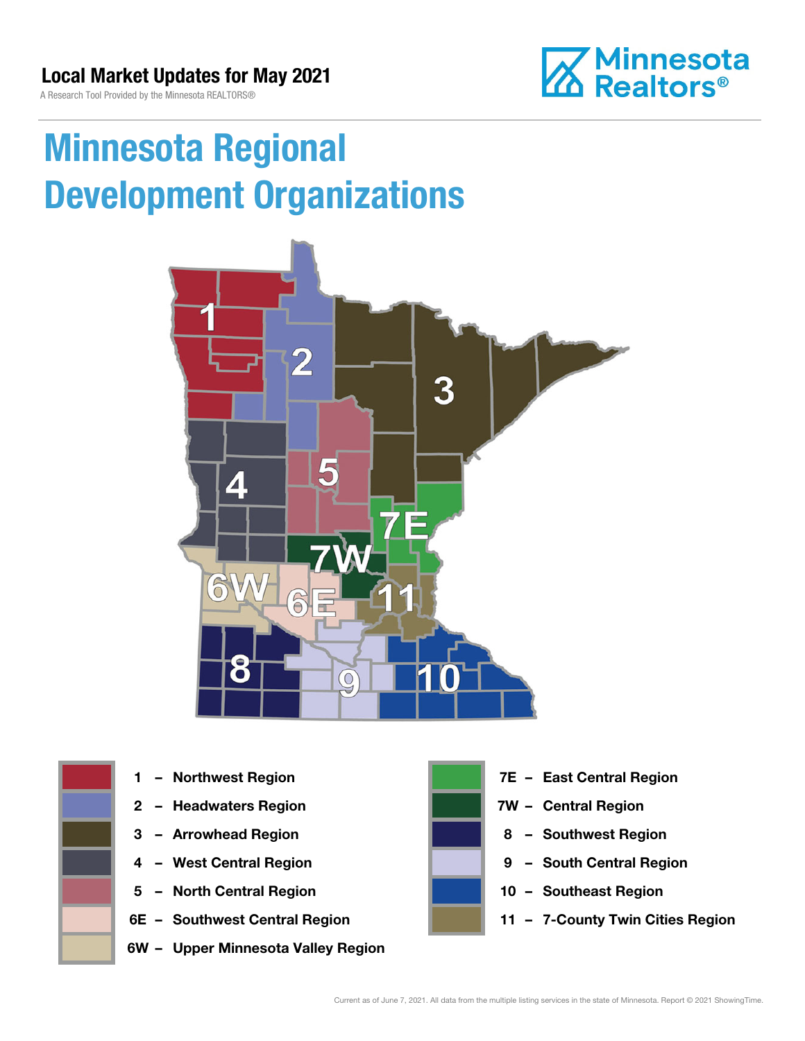**Local Market Updates for May 2021**

A Research Tool Provided by the Minnesota REALTORS®

Minnesota Realtors®

# Minnesota Regional Development Organizations

- 1 – Northwest Region
- 2 – Headwaters Region
- 3 – Arrowhead Region
- 4 – West Central Region
- 5 – North Central Region
- 6E – Southwest Central Region
- 6W – Upper Minnesota Valley Region
- 7E – East Central Region
- 7W – Central Region
- 8 – Southwest Region
- 9 – South Central Region
- 10 – Southeast Region
- 11 – 7-County Twin Cities Region

Current as of June 7, 2021. All data from the multiple listing services in the state of Minnesota. Report © 2021 ShowingTime.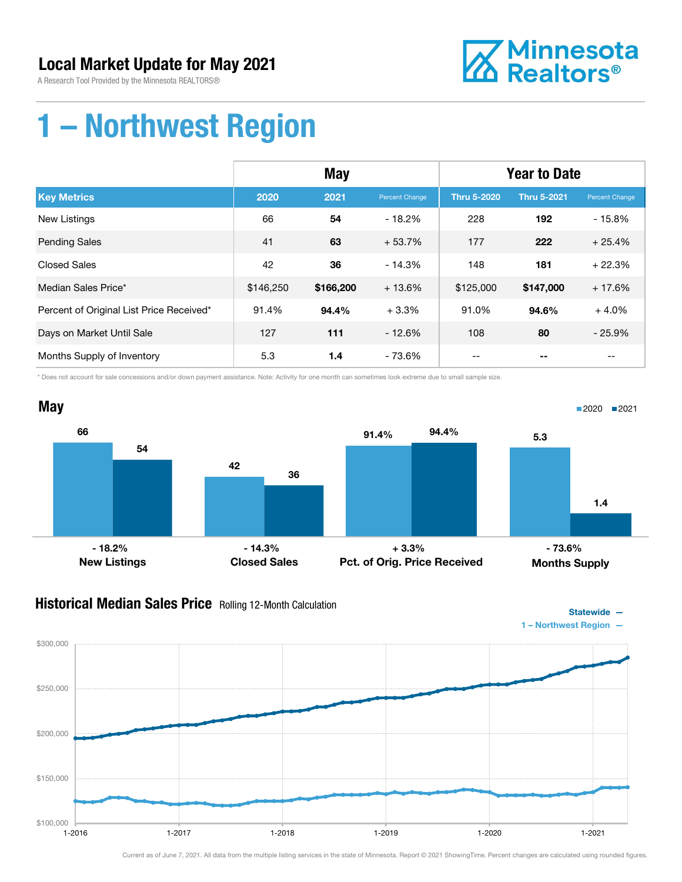## Local Market Update for May 2021

A Research Tool Provided by the Minnesota REALTORS®

Minnesota Realtors®

# 1 – Northwest Region

| | May | | | Year to Date | | |
|---|---|---|---|---|---|---|
| **Key Metrics** | **2020** | **2021** | **Percent Change** | **Thru 5-2020** | **Thru 5-2021** | **Percent Change** |
| New Listings | 66 | **54** | - 18.2% | 228 | **192** | - 15.8% |
| Pending Sales | 41 | **63** | + 53.7% | 177 | **222** | + 25.4% |
| Closed Sales | 42 | **36** | - 14.3% | 148 | **181** | + 22.3% |
| Median Sales Price* | $146,250 | **$166,200** | + 13.6% | $125,000 | **$147,000** | + 17.6% |
| Percent of Original List Price Received* | 91.4% | **94.4%** | + 3.3% | 91.0% | **94.6%** | + 4.0% |
| Days on Market Until Sale | 127 | **111** | - 12.6% | 108 | **80** | - 25.9% |
| Months Supply of Inventory | 5.3 | **1.4** | - 73.6% | -- | **--** | -- |

\* Does not account for sale concessions and/or down payment assistance. Note: Activity for one month can sometimes look extreme due to small sample size.

## May

■ 2020 ■ 2021

| | 2020 | 2021 | Change |
|---|---|---|---|
| New Listings | 66 | 54 | - 18.2% |
| Closed Sales | 42 | 36 | - 14.3% |
| Pct. of Orig. Price Received | 91.4% | 94.4% | + 3.3% |
| Months Supply | 5.3 | 1.4 | - 73.6% |

## Historical Median Sales Price Rolling 12-Month Calculation

Statewide —
1 – Northwest Region —

Current as of June 7, 2021. All data from the multiple listing services in the state of Minnesota. Report © 2021 ShowingTime. Percent changes are calculated using rounded figures.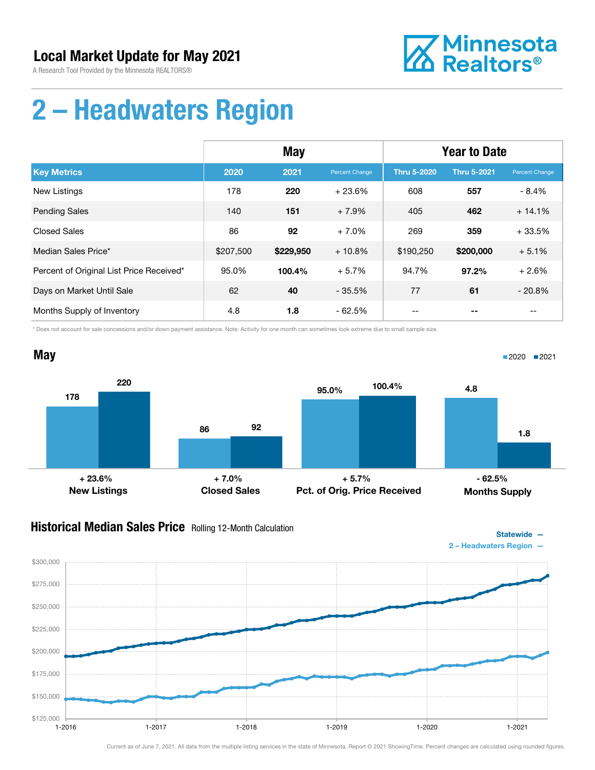# Local Market Update for May 2021

A Research Tool Provided by the Minnesota REALTORS®

Minnesota Realtors®

# 2 – Headwaters Region

| | May | | | Year to Date | | |
|---|---|---|---|---|---|---|
| **Key Metrics** | **2020** | **2021** | **Percent Change** | **Thru 5-2020** | **Thru 5-2021** | **Percent Change** |
| New Listings | 178 | **220** | + 23.6% | 608 | **557** | - 8.4% |
| Pending Sales | 140 | **151** | + 7.9% | 405 | **462** | + 14.1% |
| Closed Sales | 86 | **92** | + 7.0% | 269 | **359** | + 33.5% |
| Median Sales Price* | $207,500 | **$229,950** | + 10.8% | $190,250 | **$200,000** | + 5.1% |
| Percent of Original List Price Received* | 95.0% | **100.4%** | + 5.7% | 94.7% | **97.2%** | + 2.6% |
| Days on Market Until Sale | 62 | **40** | - 35.5% | 77 | **61** | - 20.8% |
| Months Supply of Inventory | 4.8 | **1.8** | - 62.5% | -- | **--** | -- |

\* Does not account for sale concessions and/or down payment assistance. Note: Activity for one month can sometimes look extreme due to small sample size.

## May

| | 2020 | 2021 | Change |
|---|---|---|---|
| New Listings | 178 | 220 | + 23.6% |
| Closed Sales | 86 | 92 | + 7.0% |
| Pct. of Orig. Price Received | 95.0% | 100.4% | + 5.7% |
| Months Supply | 4.8 | 1.8 | - 62.5% |

## Historical Median Sales Price Rolling 12-Month Calculation

Statewide —
2 – Headwaters Region —

Current as of June 7, 2021. All data from the multiple listing services in the state of Minnesota. Report © 2021 ShowingTime. Percent changes are calculated using rounded figures.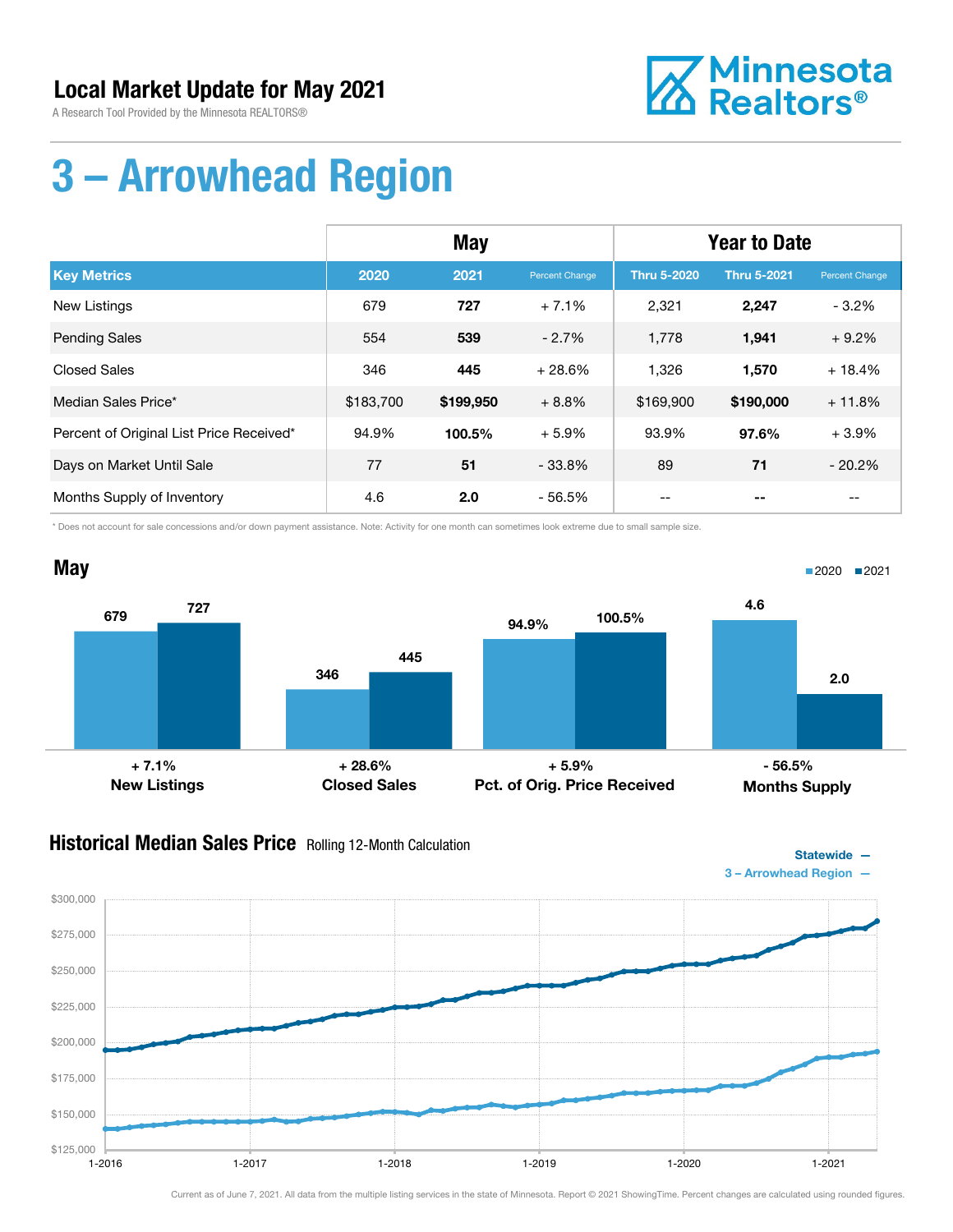# Local Market Update for May 2021

A Research Tool Provided by the Minnesota REALTORS®

Minnesota Realtors®

# 3 – Arrowhead Region

| | May | | | Year to Date | | |
|---|---|---|---|---|---|---|
| **Key Metrics** | **2020** | **2021** | **Percent Change** | **Thru 5-2020** | **Thru 5-2021** | **Percent Change** |
| New Listings | 679 | **727** | + 7.1% | 2,321 | **2,247** | - 3.2% |
| Pending Sales | 554 | **539** | - 2.7% | 1,778 | **1,941** | + 9.2% |
| Closed Sales | 346 | **445** | + 28.6% | 1,326 | **1,570** | + 18.4% |
| Median Sales Price* | $183,700 | **$199,950** | + 8.8% | $169,900 | **$190,000** | + 11.8% |
| Percent of Original List Price Received* | 94.9% | **100.5%** | + 5.9% | 93.9% | **97.6%** | + 3.9% |
| Days on Market Until Sale | 77 | **51** | - 33.8% | 89 | **71** | - 20.2% |
| Months Supply of Inventory | 4.6 | **2.0** | - 56.5% | -- | **--** | -- |

\* Does not account for sale concessions and/or down payment assistance. Note: Activity for one month can sometimes look extreme due to small sample size.

## May

2020 ■ 2021 ■

| | 2020 | 2021 | Change |
|---|---|---|---|
| New Listings | 679 | 727 | + 7.1% |
| Closed Sales | 346 | 445 | + 28.6% |
| Pct. of Orig. Price Received | 94.9% | 100.5% | + 5.9% |
| Months Supply | 4.6 | 2.0 | - 56.5% |

## Historical Median Sales Price Rolling 12-Month Calculation

Statewide —
3 – Arrowhead Region —

Current as of June 7, 2021. All data from the multiple listing services in the state of Minnesota. Report © 2021 ShowingTime. Percent changes are calculated using rounded figures.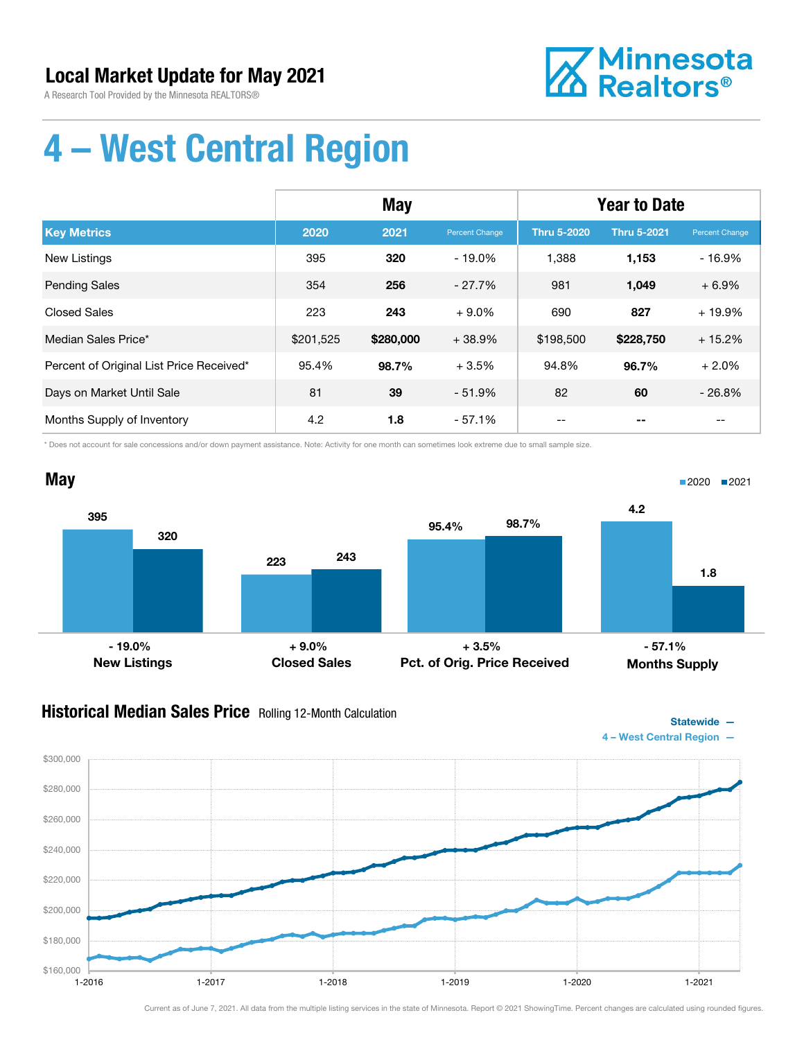# Local Market Update for May 2021

A Research Tool Provided by the Minnesota REALTORS®

Minnesota Realtors®

# 4 – West Central Region

| | May | | | Year to Date | | |
|---|---|---|---|---|---|---|
| **Key Metrics** | **2020** | **2021** | **Percent Change** | **Thru 5-2020** | **Thru 5-2021** | **Percent Change** |
| New Listings | 395 | **320** | - 19.0% | 1,388 | **1,153** | - 16.9% |
| Pending Sales | 354 | **256** | - 27.7% | 981 | **1,049** | + 6.9% |
| Closed Sales | 223 | **243** | + 9.0% | 690 | **827** | + 19.9% |
| Median Sales Price* | $201,525 | **$280,000** | + 38.9% | $198,500 | **$228,750** | + 15.2% |
| Percent of Original List Price Received* | 95.4% | **98.7%** | + 3.5% | 94.8% | **96.7%** | + 2.0% |
| Days on Market Until Sale | 81 | **39** | - 51.9% | 82 | **60** | - 26.8% |
| Months Supply of Inventory | 4.2 | **1.8** | - 57.1% | -- | **--** | -- |

\* Does not account for sale concessions and/or down payment assistance. Note: Activity for one month can sometimes look extreme due to small sample size.

## May

■2020 ■2021

| | 2020 | 2021 | Change |
|---|---|---|---|
| New Listings | 395 | 320 | - 19.0% |
| Closed Sales | 223 | 243 | + 9.0% |
| Pct. of Orig. Price Received | 95.4% | 98.7% | + 3.5% |
| Months Supply | 4.2 | 1.8 | - 57.1% |

## Historical Median Sales Price Rolling 12-Month Calculation

Statewide —
4 – West Central Region —

Current as of June 7, 2021. All data from the multiple listing services in the state of Minnesota. Report © 2021 ShowingTime. Percent changes are calculated using rounded figures.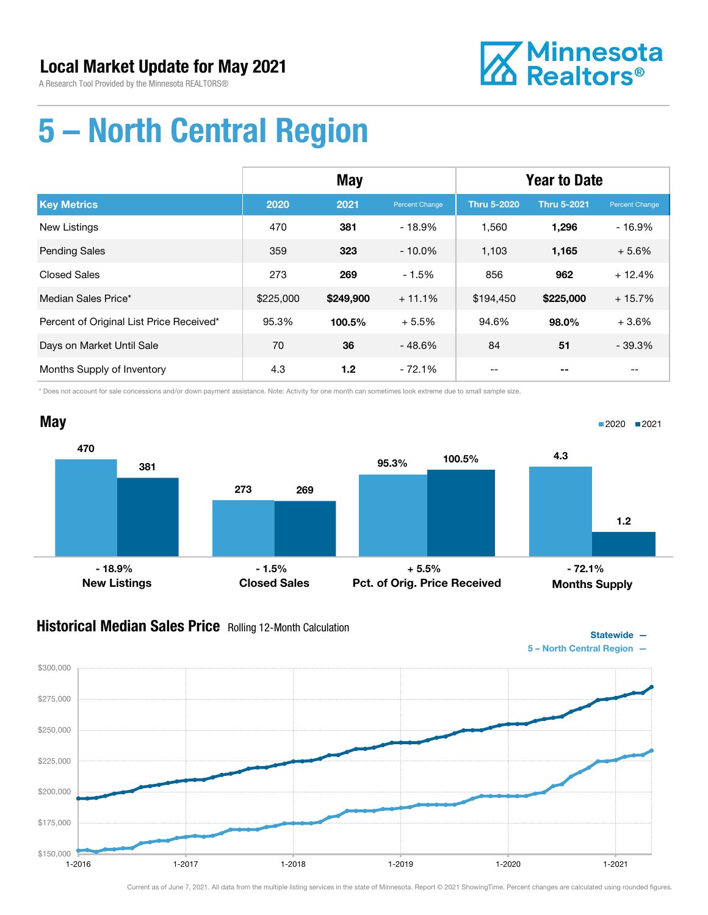## Local Market Update for May 2021

A Research Tool Provided by the Minnesota REALTORS®

Minnesota Realtors®

# 5 – North Central Region

| | May | | | Year to Date | | |
|---|---|---|---|---|---|---|
| **Key Metrics** | **2020** | **2021** | **Percent Change** | **Thru 5-2020** | **Thru 5-2021** | **Percent Change** |
| New Listings | 470 | **381** | - 18.9% | 1,560 | **1,296** | - 16.9% |
| Pending Sales | 359 | **323** | - 10.0% | 1,103 | **1,165** | + 5.6% |
| Closed Sales | 273 | **269** | - 1.5% | 856 | **962** | + 12.4% |
| Median Sales Price* | $225,000 | **$249,900** | + 11.1% | $194,450 | **$225,000** | + 15.7% |
| Percent of Original List Price Received* | 95.3% | **100.5%** | + 5.5% | 94.6% | **98.0%** | + 3.6% |
| Days on Market Until Sale | 70 | **36** | - 48.6% | 84 | **51** | - 39.3% |
| Months Supply of Inventory | 4.3 | **1.2** | - 72.1% | -- | **--** | -- |

\* Does not account for sale concessions and/or down payment assistance. Note: Activity for one month can sometimes look extreme due to small sample size.

## May

| | 2020 | 2021 | Change |
|---|---|---|---|
| New Listings | 470 | 381 | - 18.9% |
| Closed Sales | 273 | 269 | - 1.5% |
| Pct. of Orig. Price Received | 95.3% | 100.5% | + 5.5% |
| Months Supply | 4.3 | 1.2 | - 72.1% |

## Historical Median Sales Price Rolling 12-Month Calculation

Statewide —
5 – North Central Region —

Current as of June 7, 2021. All data from the multiple listing services in the state of Minnesota. Report © 2021 ShowingTime. Percent changes are calculated using rounded figures.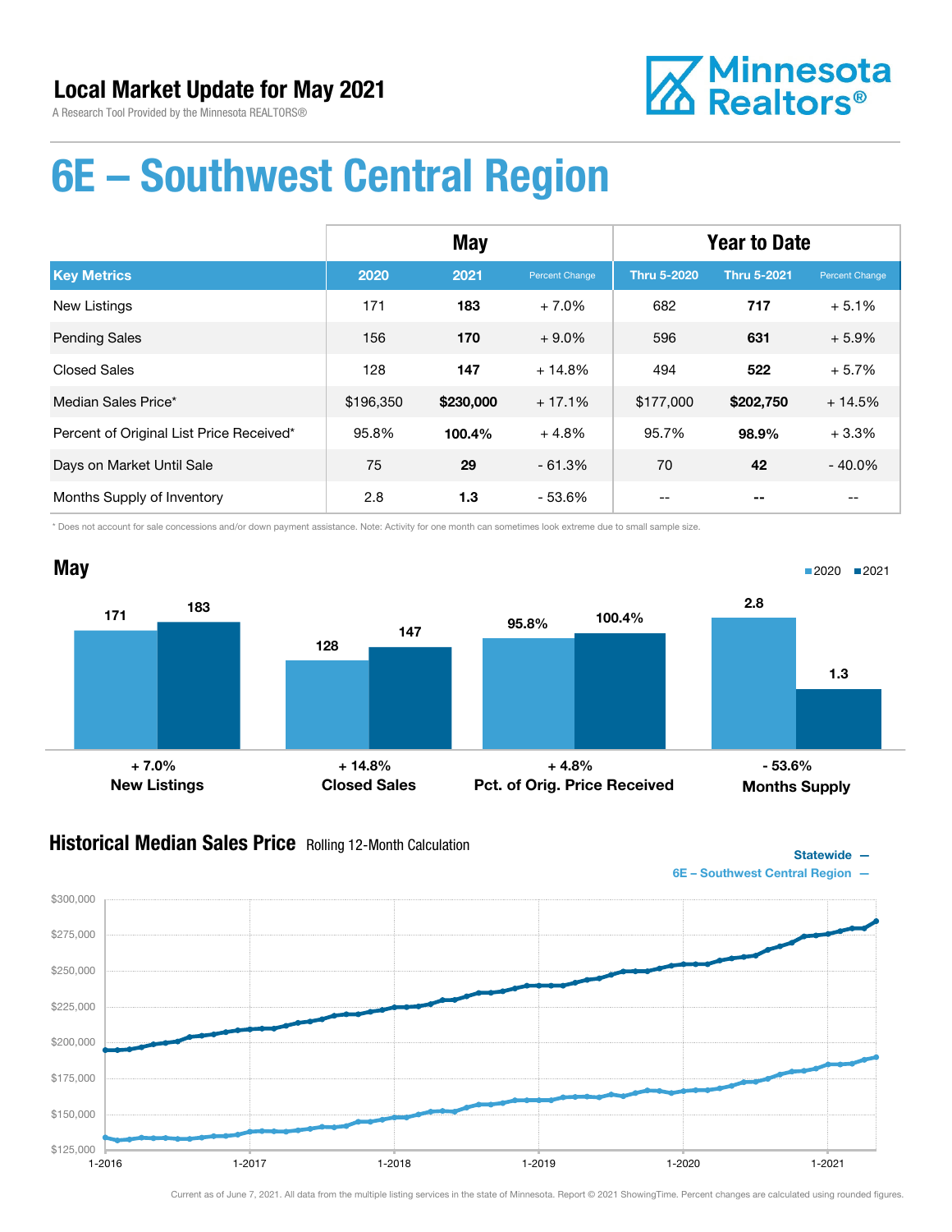# Local Market Update for May 2021

A Research Tool Provided by the Minnesota REALTORS®

Minnesota Realtors®

# 6E – Southwest Central Region

| | May | | | Year to Date | | |
|---|---|---|---|---|---|---|
| **Key Metrics** | **2020** | **2021** | **Percent Change** | **Thru 5-2020** | **Thru 5-2021** | **Percent Change** |
| New Listings | 171 | **183** | + 7.0% | 682 | **717** | + 5.1% |
| Pending Sales | 156 | **170** | + 9.0% | 596 | **631** | + 5.9% |
| Closed Sales | 128 | **147** | + 14.8% | 494 | **522** | + 5.7% |
| Median Sales Price* | $196,350 | **$230,000** | + 17.1% | $177,000 | **$202,750** | + 14.5% |
| Percent of Original List Price Received* | 95.8% | **100.4%** | + 4.8% | 95.7% | **98.9%** | + 3.3% |
| Days on Market Until Sale | 75 | **29** | - 61.3% | 70 | **42** | - 40.0% |
| Months Supply of Inventory | 2.8 | **1.3** | - 53.6% | -- | **--** | -- |

\* Does not account for sale concessions and/or down payment assistance. Note: Activity for one month can sometimes look extreme due to small sample size.

## May

| | 2020 | 2021 | Change |
|---|---|---|---|
| New Listings | 171 | 183 | + 7.0% |
| Closed Sales | 128 | 147 | + 14.8% |
| Pct. of Orig. Price Received | 95.8% | 100.4% | + 4.8% |
| Months Supply | 2.8 | 1.3 | - 53.6% |

## Historical Median Sales Price Rolling 12-Month Calculation

Statewide —
6E – Southwest Central Region —

Current as of June 7, 2021. All data from the multiple listing services in the state of Minnesota. Report © 2021 ShowingTime. Percent changes are calculated using rounded figures.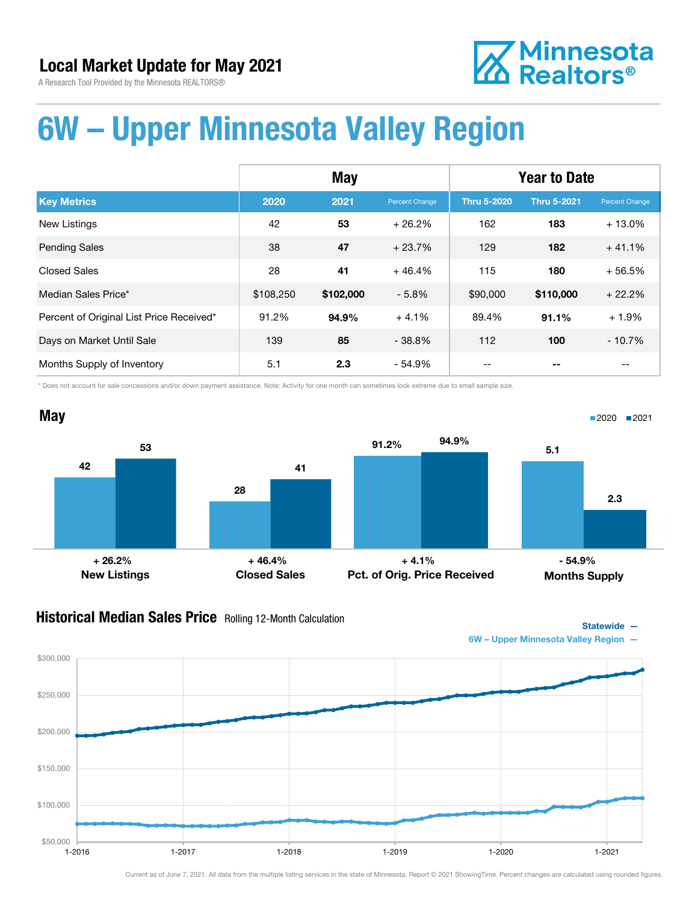## Local Market Update for May 2021

A Research Tool Provided by the Minnesota REALTORS®

# 6W – Upper Minnesota Valley Region

| | May | | | Year to Date | | |
|---|---|---|---|---|---|---|
| **Key Metrics** | **2020** | **2021** | **Percent Change** | **Thru 5-2020** | **Thru 5-2021** | **Percent Change** |
| New Listings | 42 | **53** | + 26.2% | 162 | **183** | + 13.0% |
| Pending Sales | 38 | **47** | + 23.7% | 129 | **182** | + 41.1% |
| Closed Sales | 28 | **41** | + 46.4% | 115 | **180** | + 56.5% |
| Median Sales Price* | $108,250 | **$102,000** | - 5.8% | $90,000 | **$110,000** | + 22.2% |
| Percent of Original List Price Received* | 91.2% | **94.9%** | + 4.1% | 89.4% | **91.1%** | + 1.9% |
| Days on Market Until Sale | 139 | **85** | - 38.8% | 112 | **100** | - 10.7% |
| Months Supply of Inventory | 5.1 | **2.3** | - 54.9% | -- | **--** | -- |

* Does not account for sale concessions and/or down payment assistance. Note: Activity for one month can sometimes look extreme due to small sample size.

## May

| | 2020 | 2021 | Change |
|---|---|---|---|
| New Listings | 42 | 53 | + 26.2% |
| Closed Sales | 28 | 41 | + 46.4% |
| Pct. of Orig. Price Received | 91.2% | 94.9% | + 4.1% |
| Months Supply | 5.1 | 2.3 | - 54.9% |

## Historical Median Sales Price
Rolling 12-Month Calculation

Statewide —
6W – Upper Minnesota Valley Region —

Current as of June 7, 2021. All data from the multiple listing services in the state of Minnesota. Report © 2021 ShowingTime. Percent changes are calculated using rounded figures.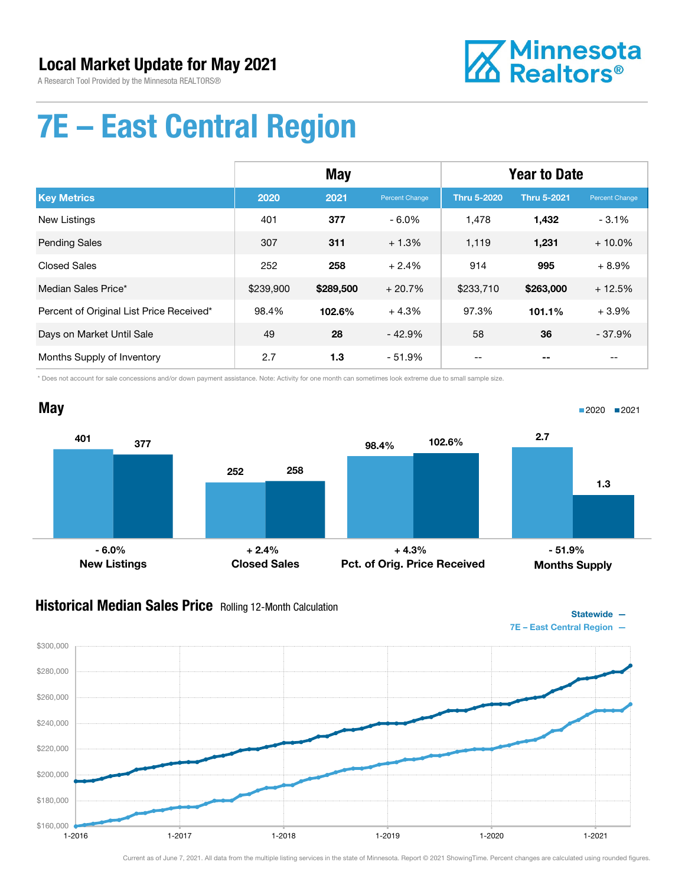# Local Market Update for May 2021

A Research Tool Provided by the Minnesota REALTORS®

Minnesota Realtors®

# 7E – East Central Region

| | May | | | Year to Date | | |
|---|---|---|---|---|---|---|
| **Key Metrics** | **2020** | **2021** | **Percent Change** | **Thru 5-2020** | **Thru 5-2021** | **Percent Change** |
| New Listings | 401 | **377** | - 6.0% | 1,478 | **1,432** | - 3.1% |
| Pending Sales | 307 | **311** | + 1.3% | 1,119 | **1,231** | + 10.0% |
| Closed Sales | 252 | **258** | + 2.4% | 914 | **995** | + 8.9% |
| Median Sales Price* | $239,900 | **$289,500** | + 20.7% | $233,710 | **$263,000** | + 12.5% |
| Percent of Original List Price Received* | 98.4% | **102.6%** | + 4.3% | 97.3% | **101.1%** | + 3.9% |
| Days on Market Until Sale | 49 | **28** | - 42.9% | 58 | **36** | - 37.9% |
| Months Supply of Inventory | 2.7 | **1.3** | - 51.9% | -- | **--** | -- |

\* Does not account for sale concessions and/or down payment assistance. Note: Activity for one month can sometimes look extreme due to small sample size.

## May

| | 2020 | 2021 | Change |
|---|---|---|---|
| New Listings | 401 | 377 | - 6.0% |
| Closed Sales | 252 | 258 | + 2.4% |
| Pct. of Orig. Price Received | 98.4% | 102.6% | + 4.3% |
| Months Supply | 2.7 | 1.3 | - 51.9% |

## Historical Median Sales Price

Rolling 12-Month Calculation

Statewide —
7E – East Central Region —

Current as of June 7, 2021. All data from the multiple listing services in the state of Minnesota. Report © 2021 ShowingTime. Percent changes are calculated using rounded figures.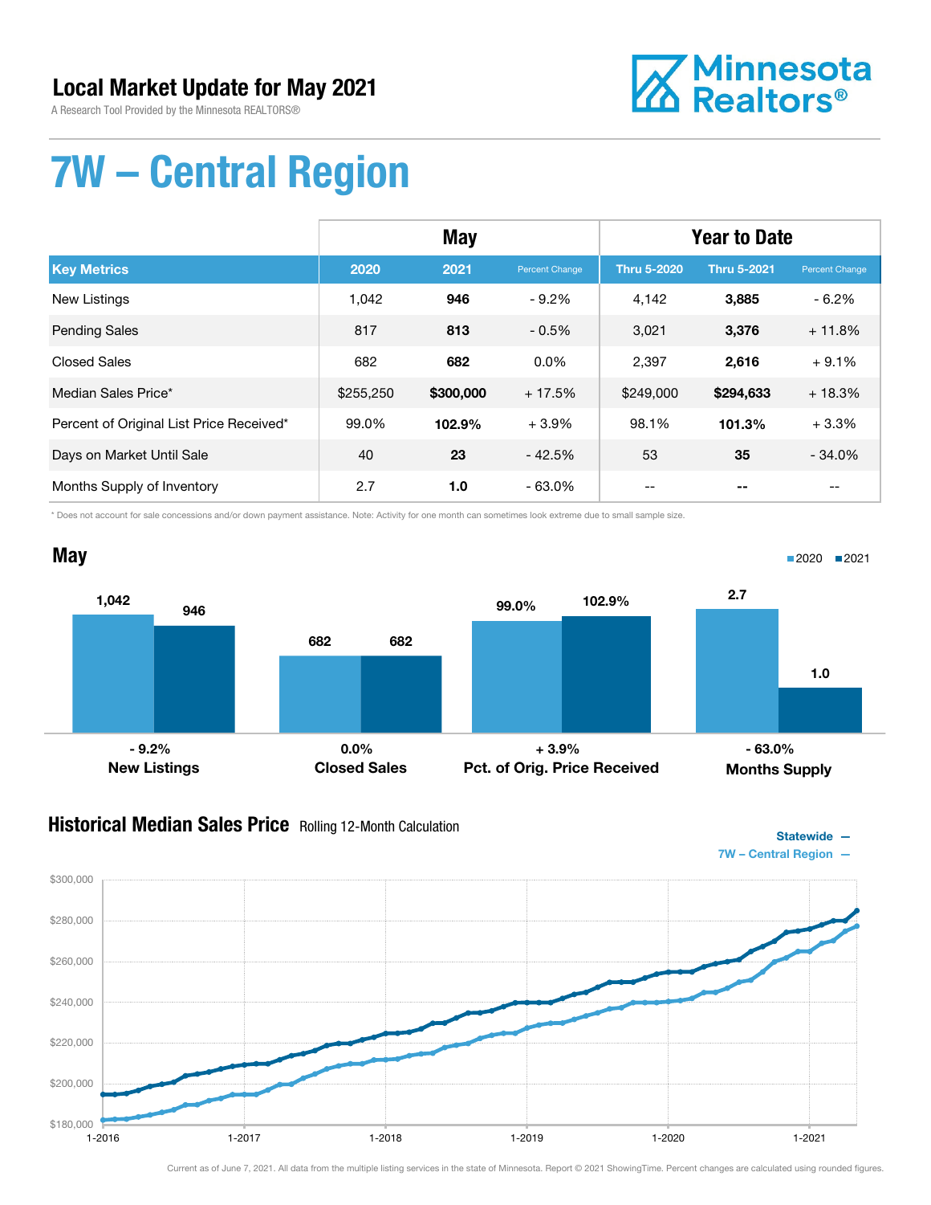# Local Market Update for May 2021

A Research Tool Provided by the Minnesota REALTORS®

Minnesota Realtors®

# 7W – Central Region

| | May | | | Year to Date | | |
|---|---|---|---|---|---|---|
| **Key Metrics** | **2020** | **2021** | Percent Change | **Thru 5-2020** | **Thru 5-2021** | Percent Change |
| New Listings | 1,042 | **946** | - 9.2% | 4,142 | **3,885** | - 6.2% |
| Pending Sales | 817 | **813** | - 0.5% | 3,021 | **3,376** | + 11.8% |
| Closed Sales | 682 | **682** | 0.0% | 2,397 | **2,616** | + 9.1% |
| Median Sales Price* | $255,250 | **$300,000** | + 17.5% | $249,000 | **$294,633** | + 18.3% |
| Percent of Original List Price Received* | 99.0% | **102.9%** | + 3.9% | 98.1% | **101.3%** | + 3.3% |
| Days on Market Until Sale | 40 | **23** | - 42.5% | 53 | **35** | - 34.0% |
| Months Supply of Inventory | 2.7 | **1.0** | - 63.0% | -- | **--** | -- |

\* Does not account for sale concessions and/or down payment assistance. Note: Activity for one month can sometimes look extreme due to small sample size.

## May

| | 2020 | 2021 | Change |
|---|---|---|---|
| New Listings | 1,042 | 946 | - 9.2% |
| Closed Sales | 682 | 682 | 0.0% |
| Pct. of Orig. Price Received | 99.0% | 102.9% | + 3.9% |
| Months Supply | 2.7 | 1.0 | - 63.0% |

## Historical Median Sales Price Rolling 12-Month Calculation

Statewide —
7W – Central Region —

Current as of June 7, 2021. All data from the multiple listing services in the state of Minnesota. Report © 2021 ShowingTime. Percent changes are calculated using rounded figures.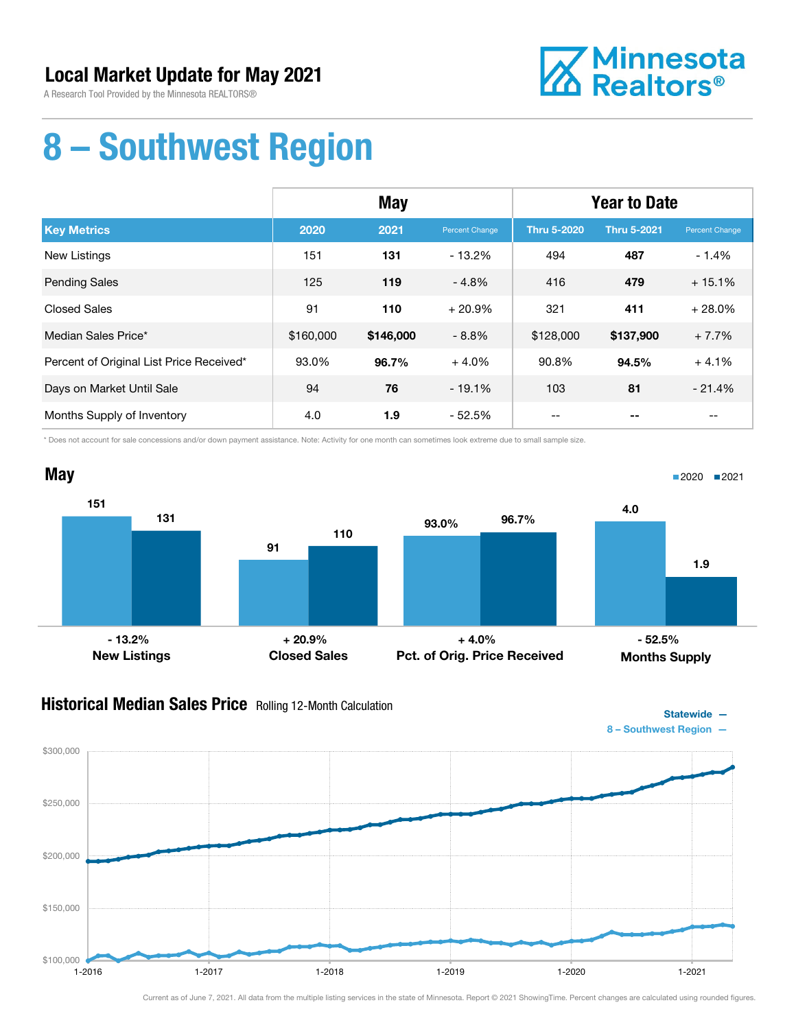# Local Market Update for May 2021

A Research Tool Provided by the Minnesota REALTORS®

Minnesota Realtors®

# 8 – Southwest Region

| | May | | | Year to Date | | |
|---|---|---|---|---|---|---|
| **Key Metrics** | **2020** | **2021** | **Percent Change** | **Thru 5-2020** | **Thru 5-2021** | **Percent Change** |
| New Listings | 151 | **131** | - 13.2% | 494 | **487** | - 1.4% |
| Pending Sales | 125 | **119** | - 4.8% | 416 | **479** | + 15.1% |
| Closed Sales | 91 | **110** | + 20.9% | 321 | **411** | + 28.0% |
| Median Sales Price* | $160,000 | **$146,000** | - 8.8% | $128,000 | **$137,900** | + 7.7% |
| Percent of Original List Price Received* | 93.0% | **96.7%** | + 4.0% | 90.8% | **94.5%** | + 4.1% |
| Days on Market Until Sale | 94 | **76** | - 19.1% | 103 | **81** | - 21.4% |
| Months Supply of Inventory | 4.0 | **1.9** | - 52.5% | -- | **--** | -- |

\* Does not account for sale concessions and/or down payment assistance. Note: Activity for one month can sometimes look extreme due to small sample size.

## May

| | 2020 | 2021 | Change |
|---|---|---|---|
| New Listings | 151 | 131 | - 13.2% |
| Closed Sales | 91 | 110 | + 20.9% |
| Pct. of Orig. Price Received | 93.0% | 96.7% | + 4.0% |
| Months Supply | 4.0 | 1.9 | - 52.5% |

## Historical Median Sales Price Rolling 12-Month Calculation

Statewide — 8 – Southwest Region —

Current as of June 7, 2021. All data from the multiple listing services in the state of Minnesota. Report © 2021 ShowingTime. Percent changes are calculated using rounded figures.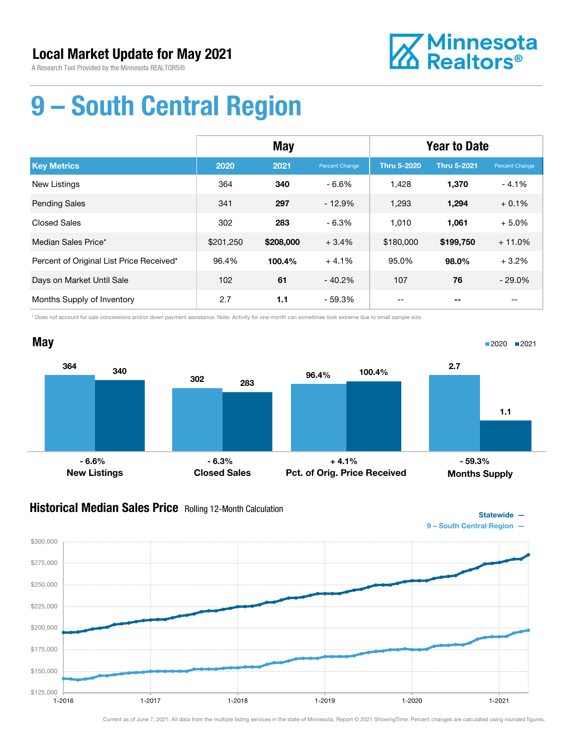# Local Market Update for May 2021

A Research Tool Provided by the Minnesota REALTORS®

Minnesota Realtors®

# 9 – South Central Region

| | May | | | Year to Date | | |
|---|---|---|---|---|---|---|
| **Key Metrics** | **2020** | **2021** | **Percent Change** | **Thru 5-2020** | **Thru 5-2021** | **Percent Change** |
| New Listings | 364 | **340** | - 6.6% | 1,428 | **1,370** | - 4.1% |
| Pending Sales | 341 | **297** | - 12.9% | 1,293 | **1,294** | + 0.1% |
| Closed Sales | 302 | **283** | - 6.3% | 1,010 | **1,061** | + 5.0% |
| Median Sales Price* | $201,250 | **$208,000** | + 3.4% | $180,000 | **$199,750** | + 11.0% |
| Percent of Original List Price Received* | 96.4% | **100.4%** | + 4.1% | 95.0% | **98.0%** | + 3.2% |
| Days on Market Until Sale | 102 | **61** | - 40.2% | 107 | **76** | - 29.0% |
| Months Supply of Inventory | 2.7 | **1.1** | - 59.3% | -- | **--** | -- |

\* Does not account for sale concessions and/or down payment assistance. Note: Activity for one month can sometimes look extreme due to small sample size.

## May

| | 2020 | 2021 | Change |
|---|---|---|---|
| New Listings | 364 | 340 | - 6.6% |
| Closed Sales | 302 | 283 | - 6.3% |
| Pct. of Orig. Price Received | 96.4% | 100.4% | + 4.1% |
| Months Supply | 2.7 | 1.1 | - 59.3% |

## Historical Median Sales Price

Rolling 12-Month Calculation

Statewide — 9 – South Central Region —

Current as of June 7, 2021. All data from the multiple listing services in the state of Minnesota. Report © 2021 ShowingTime. Percent changes are calculated using rounded figures.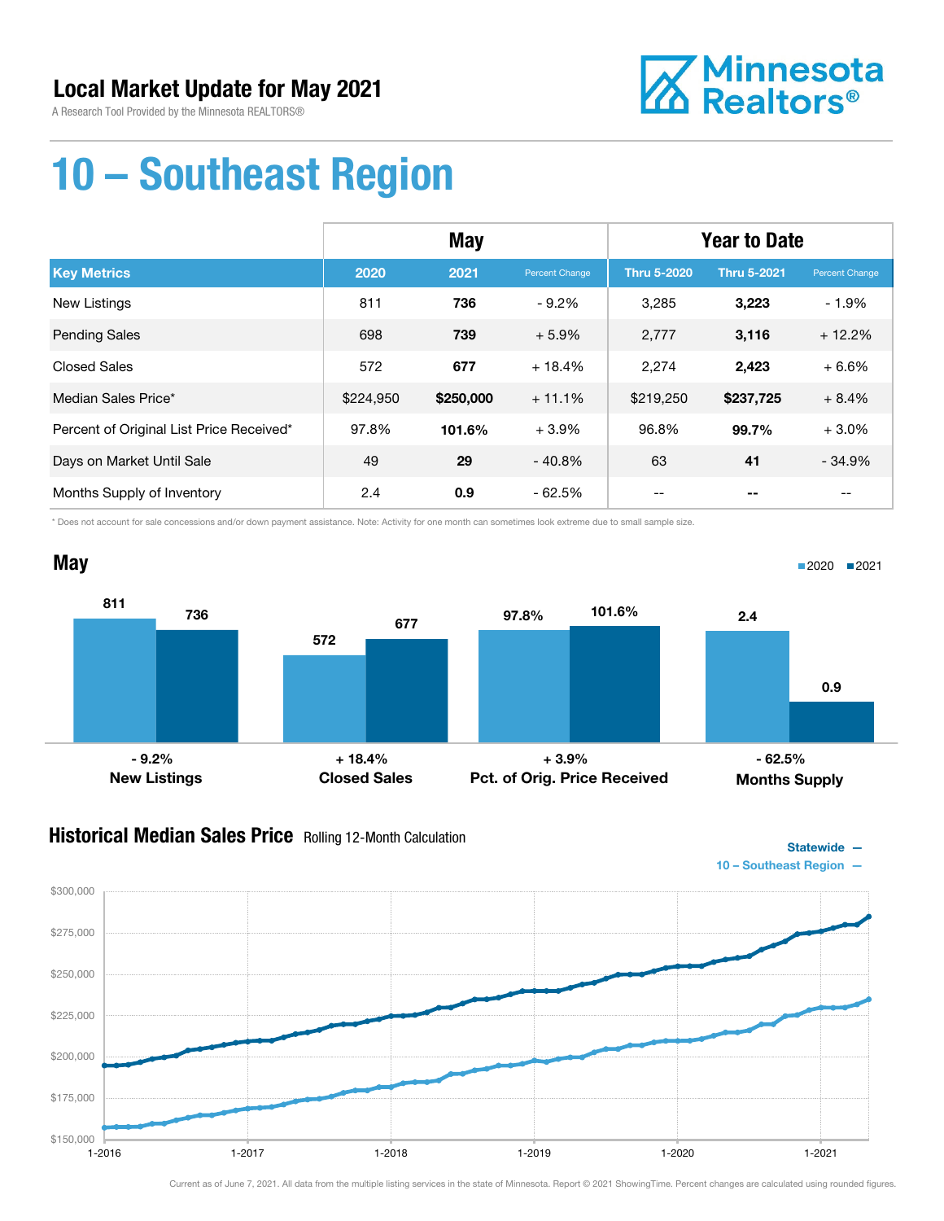# Local Market Update for May 2021

A Research Tool Provided by the Minnesota REALTORS®

Minnesota Realtors®

# 10 – Southeast Region

| | May | | | Year to Date | | |
|---|---|---|---|---|---|---|
| **Key Metrics** | **2020** | **2021** | **Percent Change** | **Thru 5-2020** | **Thru 5-2021** | **Percent Change** |
| New Listings | 811 | **736** | - 9.2% | 3,285 | **3,223** | - 1.9% |
| Pending Sales | 698 | **739** | + 5.9% | 2,777 | **3,116** | + 12.2% |
| Closed Sales | 572 | **677** | + 18.4% | 2,274 | **2,423** | + 6.6% |
| Median Sales Price* | $224,950 | **$250,000** | + 11.1% | $219,250 | **$237,725** | + 8.4% |
| Percent of Original List Price Received* | 97.8% | **101.6%** | + 3.9% | 96.8% | **99.7%** | + 3.0% |
| Days on Market Until Sale | 49 | **29** | - 40.8% | 63 | **41** | - 34.9% |
| Months Supply of Inventory | 2.4 | **0.9** | - 62.5% | -- | **--** | -- |

\* Does not account for sale concessions and/or down payment assistance. Note: Activity for one month can sometimes look extreme due to small sample size.

## May

2020 ■ 2021 ■

| | 2020 | 2021 | Change |
|---|---|---|---|
| New Listings | 811 | 736 | - 9.2% |
| Closed Sales | 572 | 677 | + 18.4% |
| Pct. of Orig. Price Received | 97.8% | 101.6% | + 3.9% |
| Months Supply | 2.4 | 0.9 | - 62.5% |

## Historical Median Sales Price Rolling 12-Month Calculation

Statewide —
10 – Southeast Region —

Current as of June 7, 2021. All data from the multiple listing services in the state of Minnesota. Report © 2021 ShowingTime. Percent changes are calculated using rounded figures.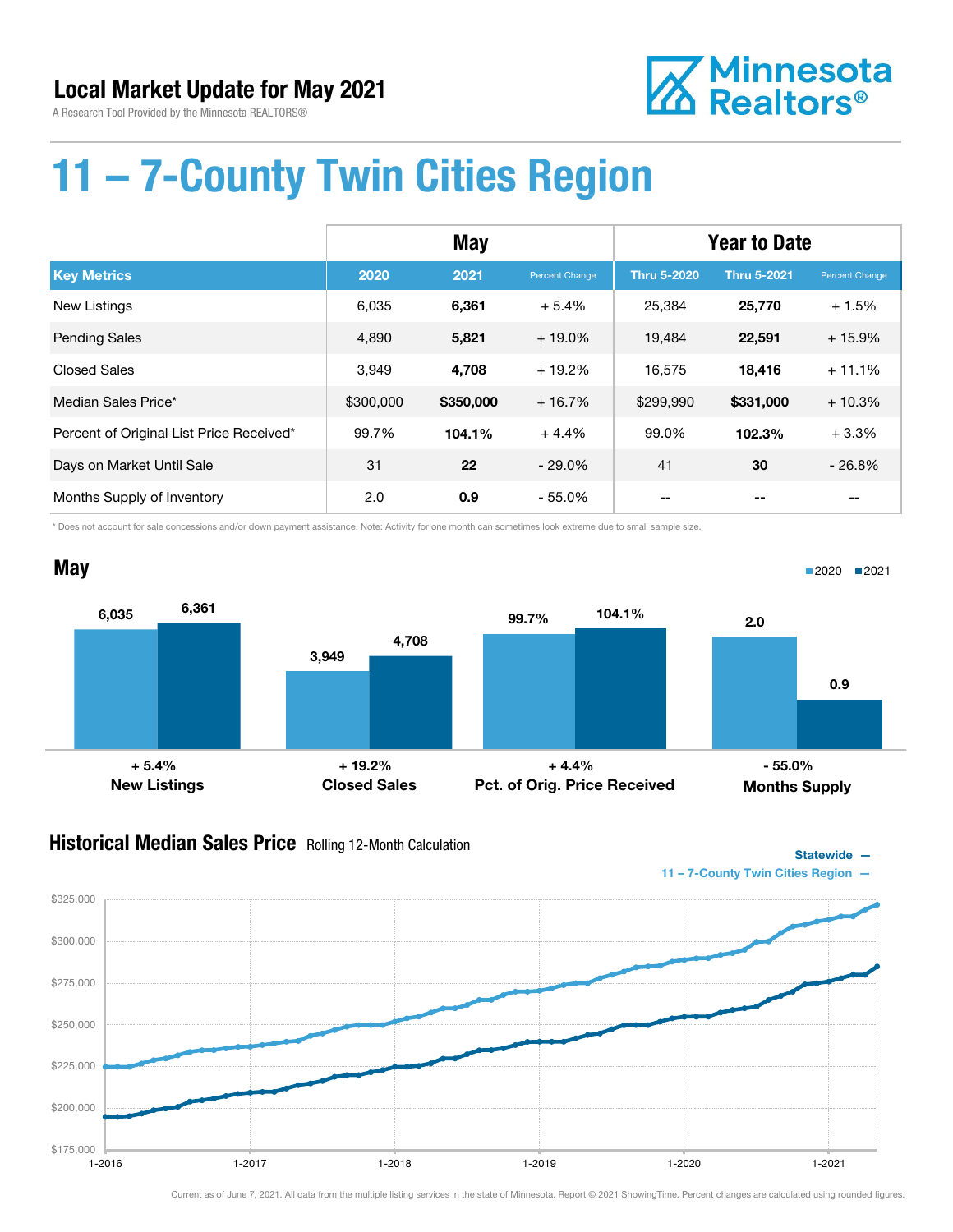# Local Market Update for May 2021

A Research Tool Provided by the Minnesota REALTORS®

Minnesota Realtors®

# 11 – 7-County Twin Cities Region

| | May | | | Year to Date | | |
|---|---|---|---|---|---|---|
| **Key Metrics** | **2020** | **2021** | **Percent Change** | **Thru 5-2020** | **Thru 5-2021** | **Percent Change** |
| New Listings | 6,035 | **6,361** | + 5.4% | 25,384 | **25,770** | + 1.5% |
| Pending Sales | 4,890 | **5,821** | + 19.0% | 19,484 | **22,591** | + 15.9% |
| Closed Sales | 3,949 | **4,708** | + 19.2% | 16,575 | **18,416** | + 11.1% |
| Median Sales Price* | $300,000 | **$350,000** | + 16.7% | $299,990 | **$331,000** | + 10.3% |
| Percent of Original List Price Received* | 99.7% | **104.1%** | + 4.4% | 99.0% | **102.3%** | + 3.3% |
| Days on Market Until Sale | 31 | **22** | - 29.0% | 41 | **30** | - 26.8% |
| Months Supply of Inventory | 2.0 | **0.9** | - 55.0% | -- | **--** | -- |

\* Does not account for sale concessions and/or down payment assistance. Note: Activity for one month can sometimes look extreme due to small sample size.

## May

2020 2021

6,035 6,361
+ 5.4%
**New Listings**

3,949 4,708
+ 19.2%
**Closed Sales**

99.7% 104.1%
+ 4.4%
**Pct. of Orig. Price Received**

2.0 0.9
- 55.0%
**Months Supply**

## Historical Median Sales Price

Rolling 12-Month Calculation

Statewide —
11 – 7-County Twin Cities Region —

$325,000
$300,000
$275,000
$250,000
$225,000
$200,000
$175,000

1-2016 1-2017 1-2018 1-2019 1-2020 1-2021

Current as of June 7, 2021. All data from the multiple listing services in the state of Minnesota. Report © 2021 ShowingTime. Percent changes are calculated using rounded figures.